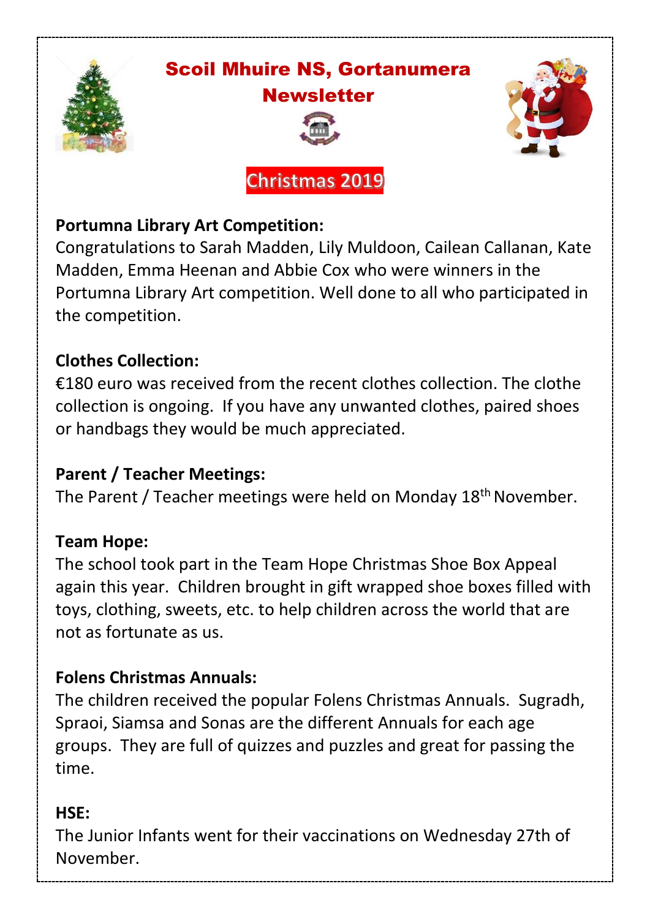# Scoil Mhuire NS, Gortanumera Newsletter

## Christmas 2019

**Portumna Library Art Competition:**

Congratulations to Sarah Madden, Lily Muldoon, Cailean Callanan, Kate Madden, Emma Heenan and Abbie Cox who were winners in the Portumna Library Art competition. Well done to all who participated in the competition.

**Clothes Collection:**

€180 euro was received from the recent clothes collection. The clothe collection is ongoing. If you have any unwanted clothes, paired shoes or handbags they would be much appreciated.

**Parent / Teacher Meetings:**

The Parent / Teacher meetings were held on Monday 18th November.

**Team Hope:**

The school took part in the Team Hope Christmas Shoe Box Appeal again this year. Children brought in gift wrapped shoe boxes filled with toys, clothing, sweets, etc. to help children across the world that are not as fortunate as us.

**Folens Christmas Annuals:**

The children received the popular Folens Christmas Annuals. Sugradh, Spraoi, Siamsa and Sonas are the different Annuals for each age groups. They are full of quizzes and puzzles and great for passing the time.

**HSE:**

The Junior Infants went for their vaccinations on Wednesday 27th of November.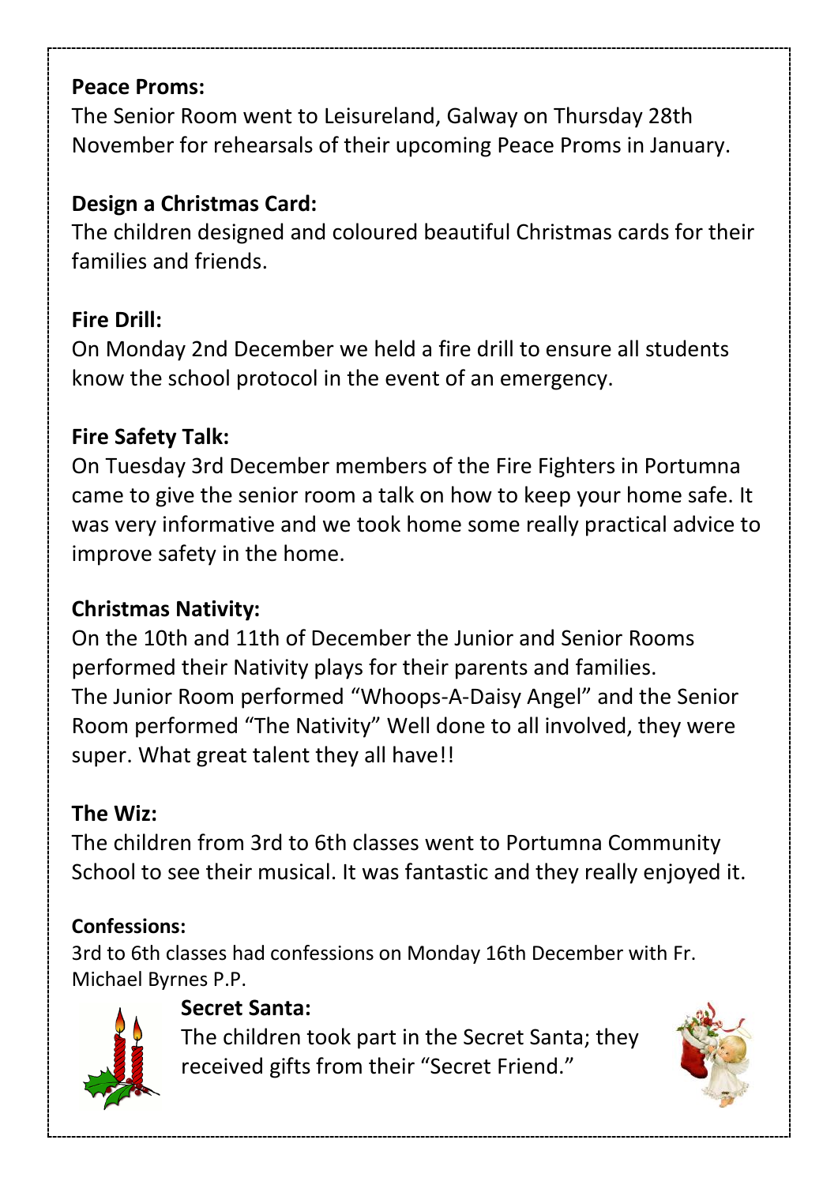**Peace Proms:**

The Senior Room went to Leisureland, Galway on Thursday 28th November for rehearsals of their upcoming Peace Proms in January.

**Design a Christmas Card:**

The children designed and coloured beautiful Christmas cards for their families and friends.

**Fire Drill:**

On Monday 2nd December we held a fire drill to ensure all students know the school protocol in the event of an emergency.

**Fire Safety Talk:**

On Tuesday 3rd December members of the Fire Fighters in Portumna came to give the senior room a talk on how to keep your home safe. It was very informative and we took home some really practical advice to improve safety in the home.

**Christmas Nativity:**

On the 10th and 11th of December the Junior and Senior Rooms performed their Nativity plays for their parents and families.
The Junior Room performed "Whoops-A-Daisy Angel" and the Senior Room performed "The Nativity" Well done to all involved, they were super. What great talent they all have!!

**The Wiz:**

The children from 3rd to 6th classes went to Portumna Community School to see their musical. It was fantastic and they really enjoyed it.

**Confessions:**

3rd to 6th classes had confessions on Monday 16th December with Fr. Michael Byrnes P.P.

**Secret Santa:**

The children took part in the Secret Santa; they received gifts from their "Secret Friend."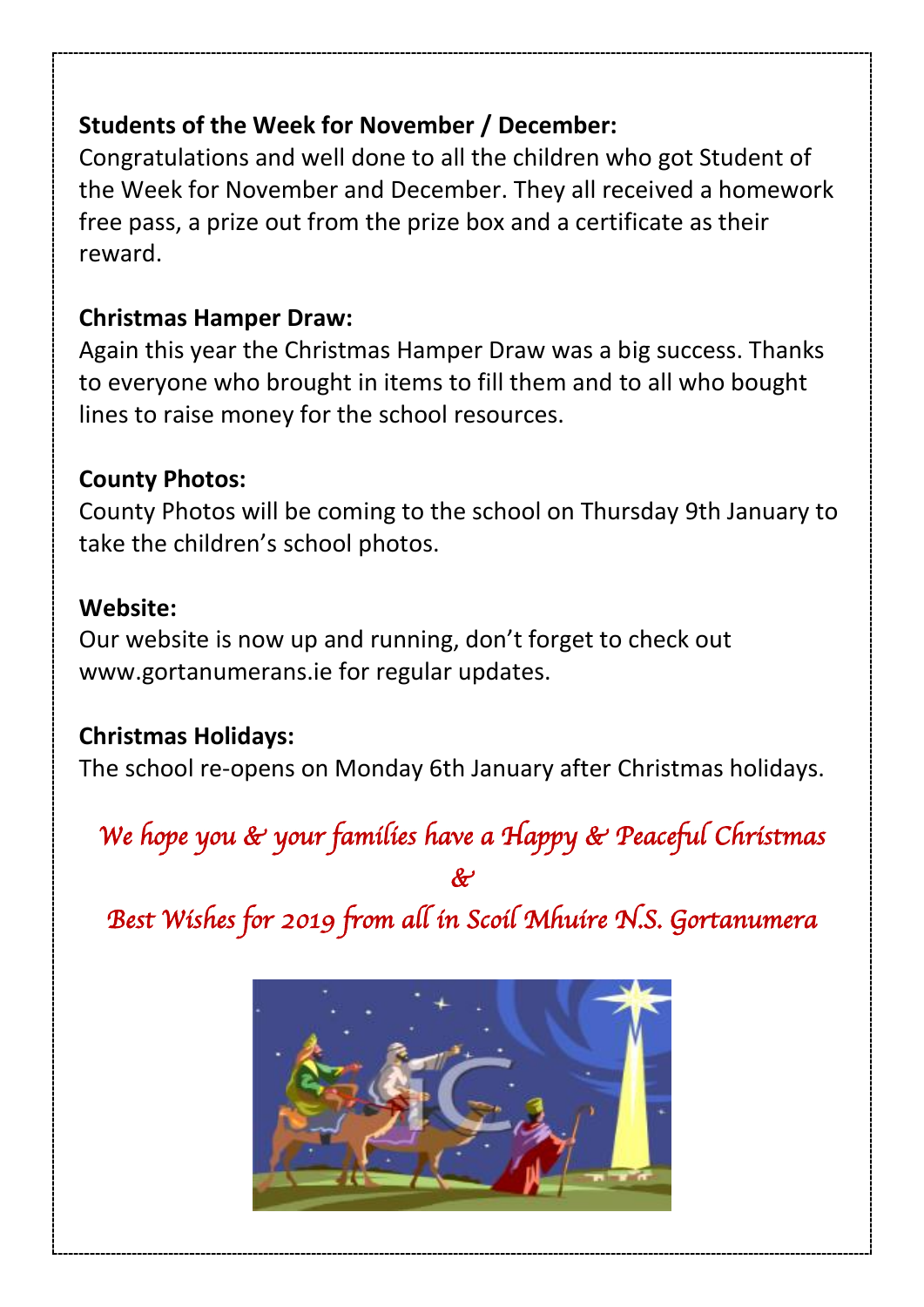**Students of the Week for November / December:**

Congratulations and well done to all the children who got Student of the Week for November and December. They all received a homework free pass, a prize out from the prize box and a certificate as their reward.

**Christmas Hamper Draw:**

Again this year the Christmas Hamper Draw was a big success. Thanks to everyone who brought in items to fill them and to all who bought lines to raise money for the school resources.

**County Photos:**

County Photos will be coming to the school on Thursday 9th January to take the children's school photos.

**Website:**

Our website is now up and running, don't forget to check out www.gortanumerans.ie for regular updates.

**Christmas Holidays:**

The school re-opens on Monday 6th January after Christmas holidays.

*We hope you & your families have a Happy & Peaceful Christmas*

*&*

*Best Wishes for 2019 from all in Scoil Mhuire N.S. Gortanumera*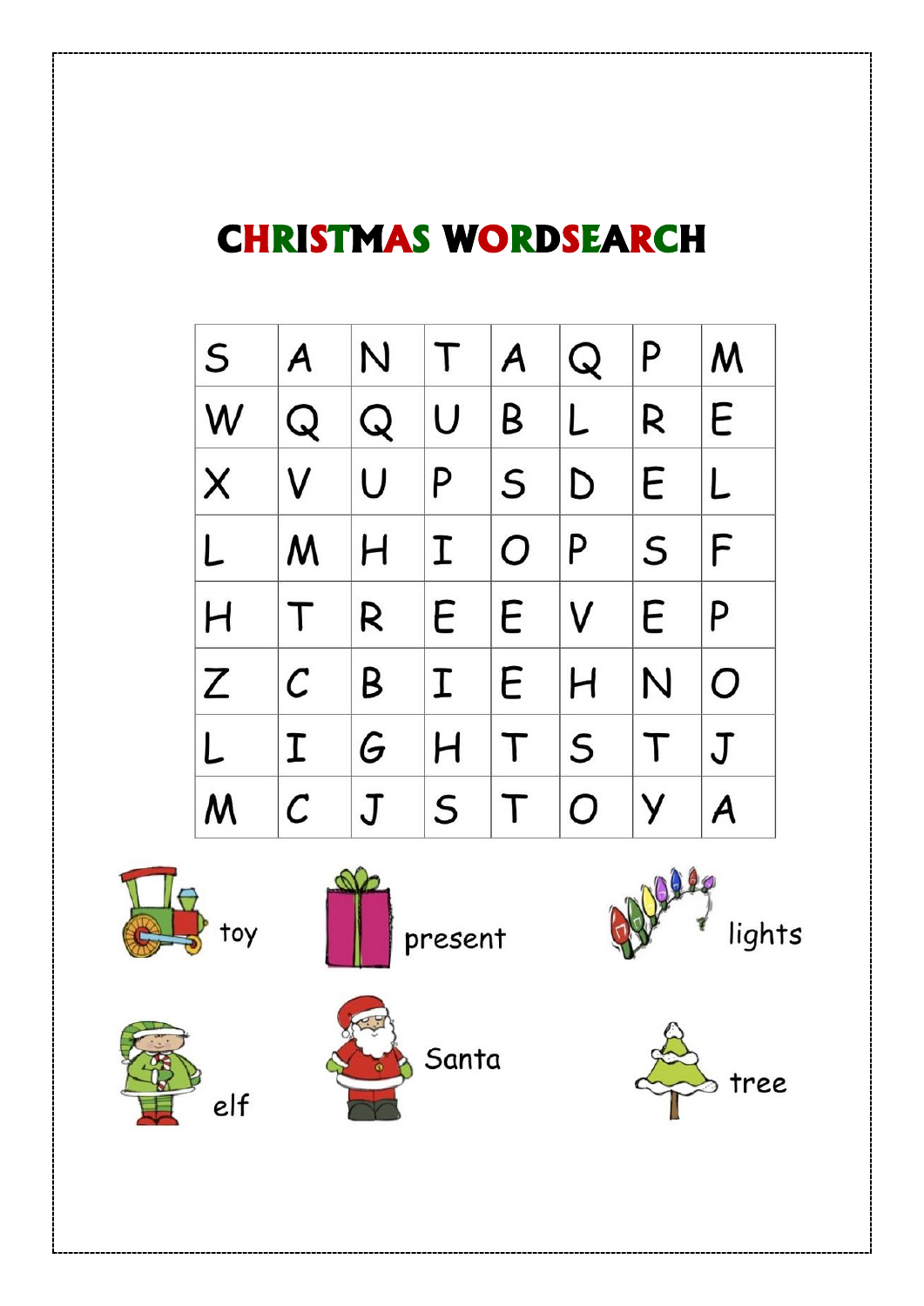# CHRISTMAS WORDSEARCH

| | | | | | | | |
|---|---|---|---|---|---|---|---|
| S | A | N | T | A | Q | P | M |
| W | Q | Q | U | B | L | R | E |
| X | V | U | P | S | D | E | L |
| L | M | H | I | O | P | S | F |
| H | T | R | E | E | V | E | P |
| Z | C | B | I | E | H | N | O |
| L | I | G | H | T | S | T | J |
| M | C | J | S | T | O | Y | A |

toy

present

lights

elf

Santa

tree